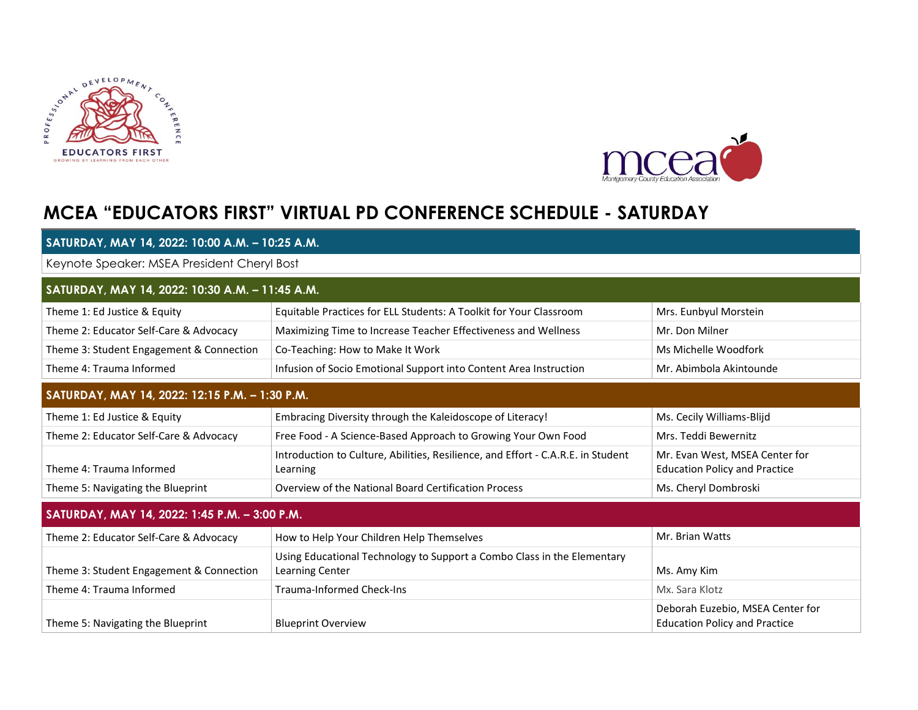# MCEA "EDUCATORS FIRST" VIRTUAL PD CONFERENCE SCHEDULE - SATURDAY

| SATURDAY, MAY 14, 2022: 10:00 A.M. – 10:25 A.M. | | |
|---|---|---|
| Keynote Speaker: MSEA President Cheryl Bost | | |

| SATURDAY, MAY 14, 2022: 10:30 A.M. – 11:45 A.M. | | |
|---|---|---|
| Theme 1: Ed Justice & Equity | Equitable Practices for ELL Students: A Toolkit for Your Classroom | Mrs. Eunbyul Morstein |
| Theme 2: Educator Self-Care & Advocacy | Maximizing Time to Increase Teacher Effectiveness and Wellness | Mr. Don Milner |
| Theme 3: Student Engagement & Connection | Co-Teaching: How to Make It Work | Ms Michelle Woodfork |
| Theme 4: Trauma Informed | Infusion of Socio Emotional Support into Content Area Instruction | Mr. Abimbola Akintounde |

| SATURDAY, MAY 14, 2022: 12:15 P.M. – 1:30 P.M. | | |
|---|---|---|
| Theme 1: Ed Justice & Equity | Embracing Diversity through the Kaleidoscope of Literacy! | Ms. Cecily Williams-Blijd |
| Theme 2: Educator Self-Care & Advocacy | Free Food - A Science-Based Approach to Growing Your Own Food | Mrs. Teddi Bewernitz |
| Theme 4: Trauma Informed | Introduction to Culture, Abilities, Resilience, and Effort - C.A.R.E. in Student Learning | Mr. Evan West, MSEA Center for Education Policy and Practice |
| Theme 5: Navigating the Blueprint | Overview of the National Board Certification Process | Ms. Cheryl Dombroski |

| SATURDAY, MAY 14, 2022: 1:45 P.M. – 3:00 P.M. | | |
|---|---|---|
| Theme 2: Educator Self-Care & Advocacy | How to Help Your Children Help Themselves | Mr. Brian Watts |
| Theme 3: Student Engagement & Connection | Using Educational Technology to Support a Combo Class in the Elementary Learning Center | Ms. Amy Kim |
| Theme 4: Trauma Informed | Trauma-Informed Check-Ins | Mx. Sara Klotz |
| Theme 5: Navigating the Blueprint | Blueprint Overview | Deborah Euzebio, MSEA Center for Education Policy and Practice |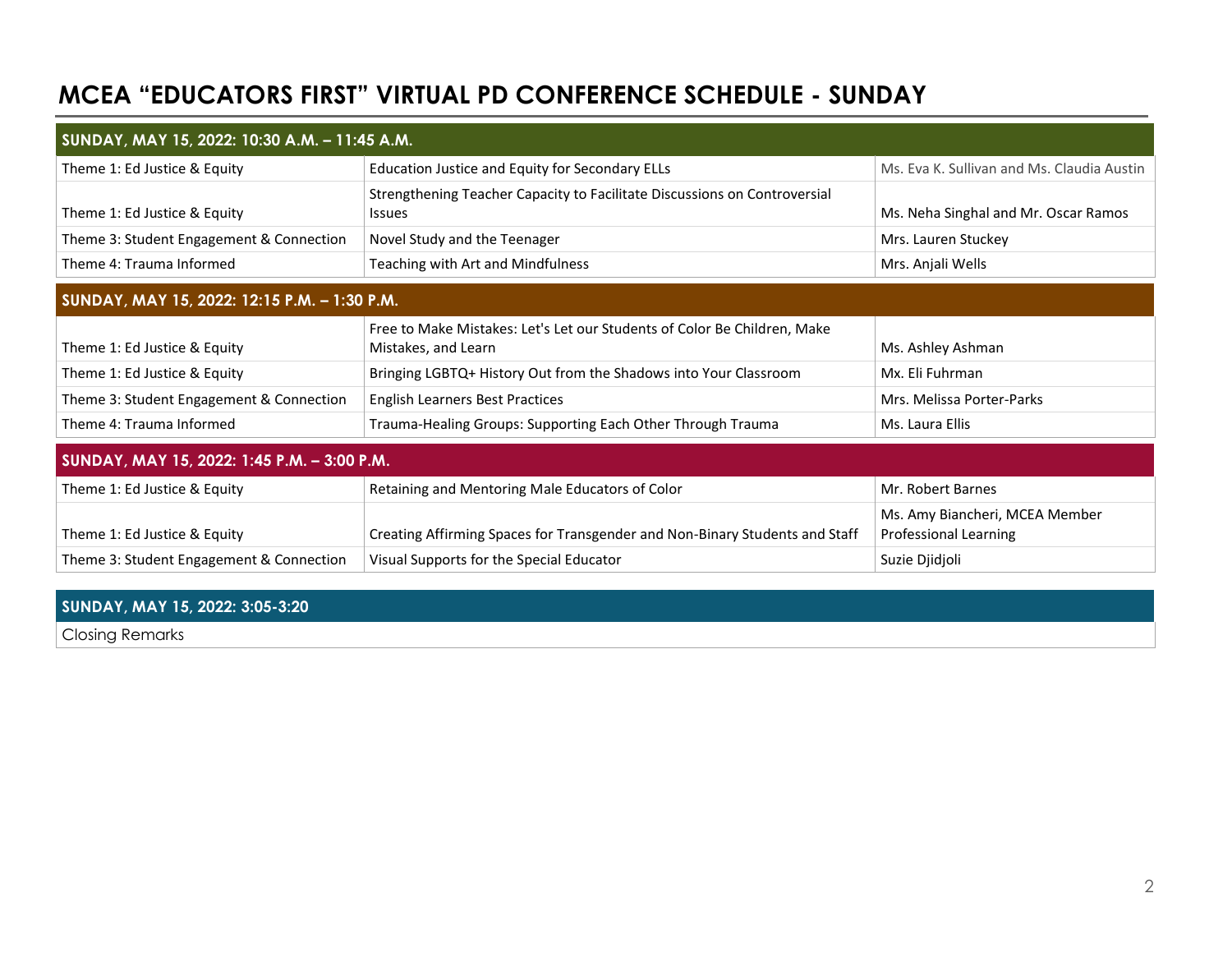# MCEA "EDUCATORS FIRST" VIRTUAL PD CONFERENCE SCHEDULE - SUNDAY

## SUNDAY, MAY 15, 2022: 10:30 A.M. – 11:45 A.M.

| | | |
|---|---|---|
| Theme 1: Ed Justice & Equity | Education Justice and Equity for Secondary ELLs | Ms. Eva K. Sullivan and Ms. Claudia Austin |
| Theme 1: Ed Justice & Equity | Strengthening Teacher Capacity to Facilitate Discussions on Controversial Issues | Ms. Neha Singhal and Mr. Oscar Ramos |
| Theme 3: Student Engagement & Connection | Novel Study and the Teenager | Mrs. Lauren Stuckey |
| Theme 4: Trauma Informed | Teaching with Art and Mindfulness | Mrs. Anjali Wells |

## SUNDAY, MAY 15, 2022: 12:15 P.M. – 1:30 P.M.

| | | |
|---|---|---|
| Theme 1: Ed Justice & Equity | Free to Make Mistakes: Let's Let our Students of Color Be Children, Make Mistakes, and Learn | Ms. Ashley Ashman |
| Theme 1: Ed Justice & Equity | Bringing LGBTQ+ History Out from the Shadows into Your Classroom | Mx. Eli Fuhrman |
| Theme 3: Student Engagement & Connection | English Learners Best Practices | Mrs. Melissa Porter-Parks |
| Theme 4: Trauma Informed | Trauma-Healing Groups: Supporting Each Other Through Trauma | Ms. Laura Ellis |

## SUNDAY, MAY 15, 2022: 1:45 P.M. – 3:00 P.M.

| | | |
|---|---|---|
| Theme 1: Ed Justice & Equity | Retaining and Mentoring Male Educators of Color | Mr. Robert Barnes |
| Theme 1: Ed Justice & Equity | Creating Affirming Spaces for Transgender and Non-Binary Students and Staff | Ms. Amy Biancheri, MCEA Member Professional Learning |
| Theme 3: Student Engagement & Connection | Visual Supports for the Special Educator | Suzie Djidjoli |

## SUNDAY, MAY 15, 2022: 3:05-3:20

Closing Remarks